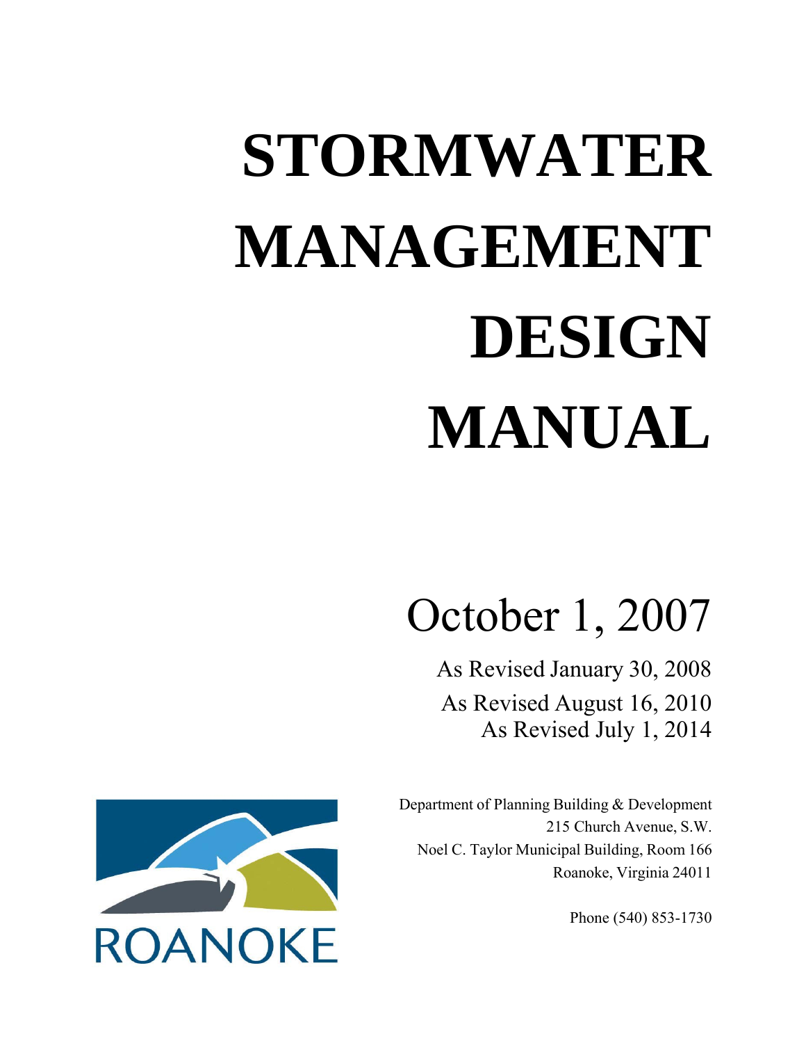# STORMWATER MANAGEMENT DESIGN MANUAL

October 1, 2007

As Revised January 30, 2008
As Revised August 16, 2010
As Revised July 1, 2014

Department of Planning Building & Development
215 Church Avenue, S.W.
Noel C. Taylor Municipal Building, Room 166
Roanoke, Virginia 24011

Phone (540) 853-1730

ROANOKE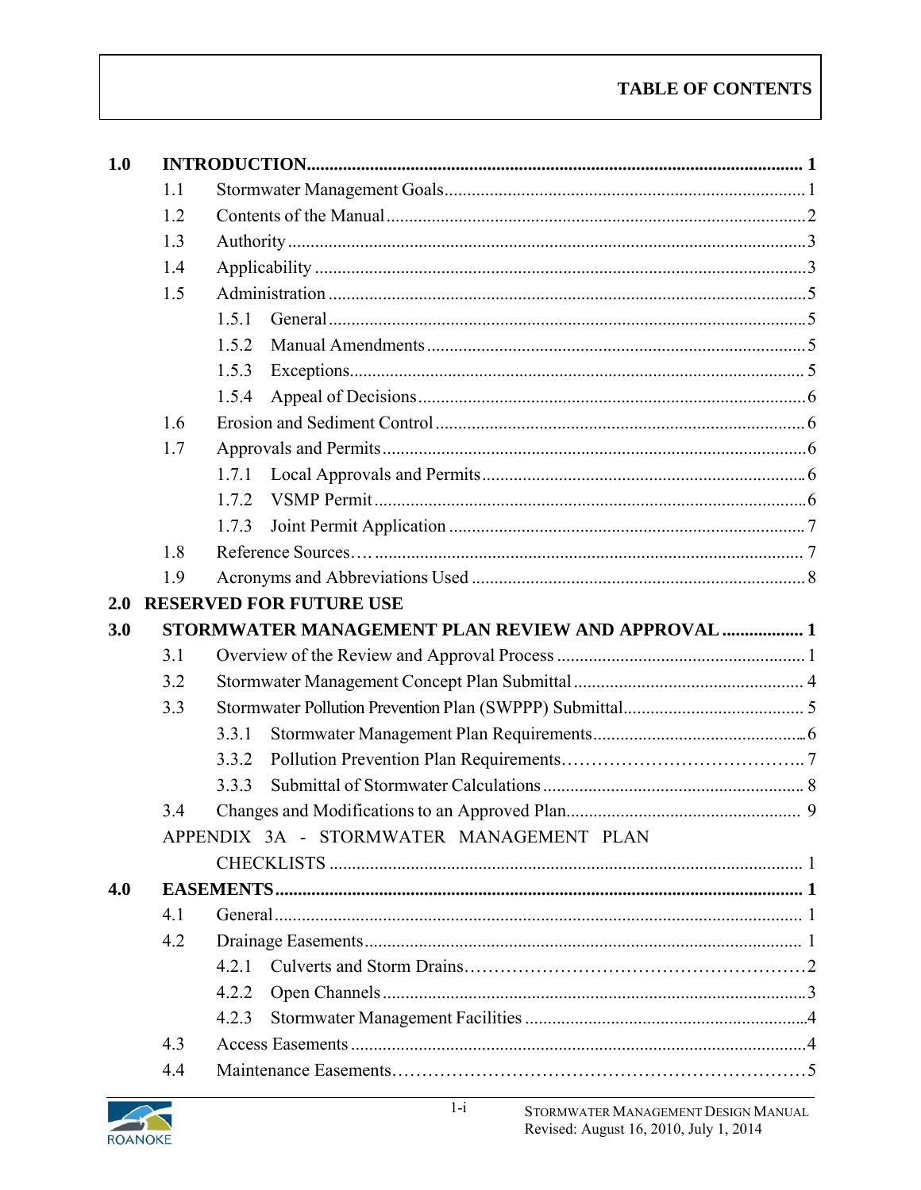# TABLE OF CONTENTS

| | | | Page |
|---|---|---|---|
| **1.0** | **INTRODUCTION** | | **1** |
| | 1.1 | Stormwater Management Goals | 1 |
| | 1.2 | Contents of the Manual | 2 |
| | 1.3 | Authority | 3 |
| | 1.4 | Applicability | 3 |
| | 1.5 | Administration | 5 |
| | | 1.5.1 General | 5 |
| | | 1.5.2 Manual Amendments | 5 |
| | | 1.5.3 Exceptions | 5 |
| | | 1.5.4 Appeal of Decisions | 6 |
| | 1.6 | Erosion and Sediment Control | 6 |
| | 1.7 | Approvals and Permits | 6 |
| | | 1.7.1 Local Approvals and Permits | 6 |
| | | 1.7.2 VSMP Permit | 6 |
| | | 1.7.3 Joint Permit Application | 7 |
| | 1.8 | Reference Sources… | 7 |
| | 1.9 | Acronyms and Abbreviations Used | 8 |
| **2.0** | **RESERVED FOR FUTURE USE** | | |
| **3.0** | **STORMWATER MANAGEMENT PLAN REVIEW AND APPROVAL** | | **1** |
| | 3.1 | Overview of the Review and Approval Process | 1 |
| | 3.2 | Stormwater Management Concept Plan Submittal | 4 |
| | 3.3 | Stormwater Pollution Prevention Plan (SWPPP) Submittal | 5 |
| | | 3.3.1 Stormwater Management Plan Requirements | 6 |
| | | 3.3.2 Pollution Prevention Plan Requirements | 7 |
| | | 3.3.3 Submittal of Stormwater Calculations | 8 |
| | 3.4 | Changes and Modifications to an Approved Plan | 9 |
| | APPENDIX 3A - STORMWATER MANAGEMENT PLAN CHECKLISTS | | 1 |
| **4.0** | **EASEMENTS** | | **1** |
| | 4.1 | General | 1 |
| | 4.2 | Drainage Easements | 1 |
| | | 4.2.1 Culverts and Storm Drains | 2 |
| | | 4.2.2 Open Channels | 3 |
| | | 4.2.3 Stormwater Management Facilities | 4 |
| | 4.3 | Access Easements | 4 |
| | 4.4 | Maintenance Easements | 5 |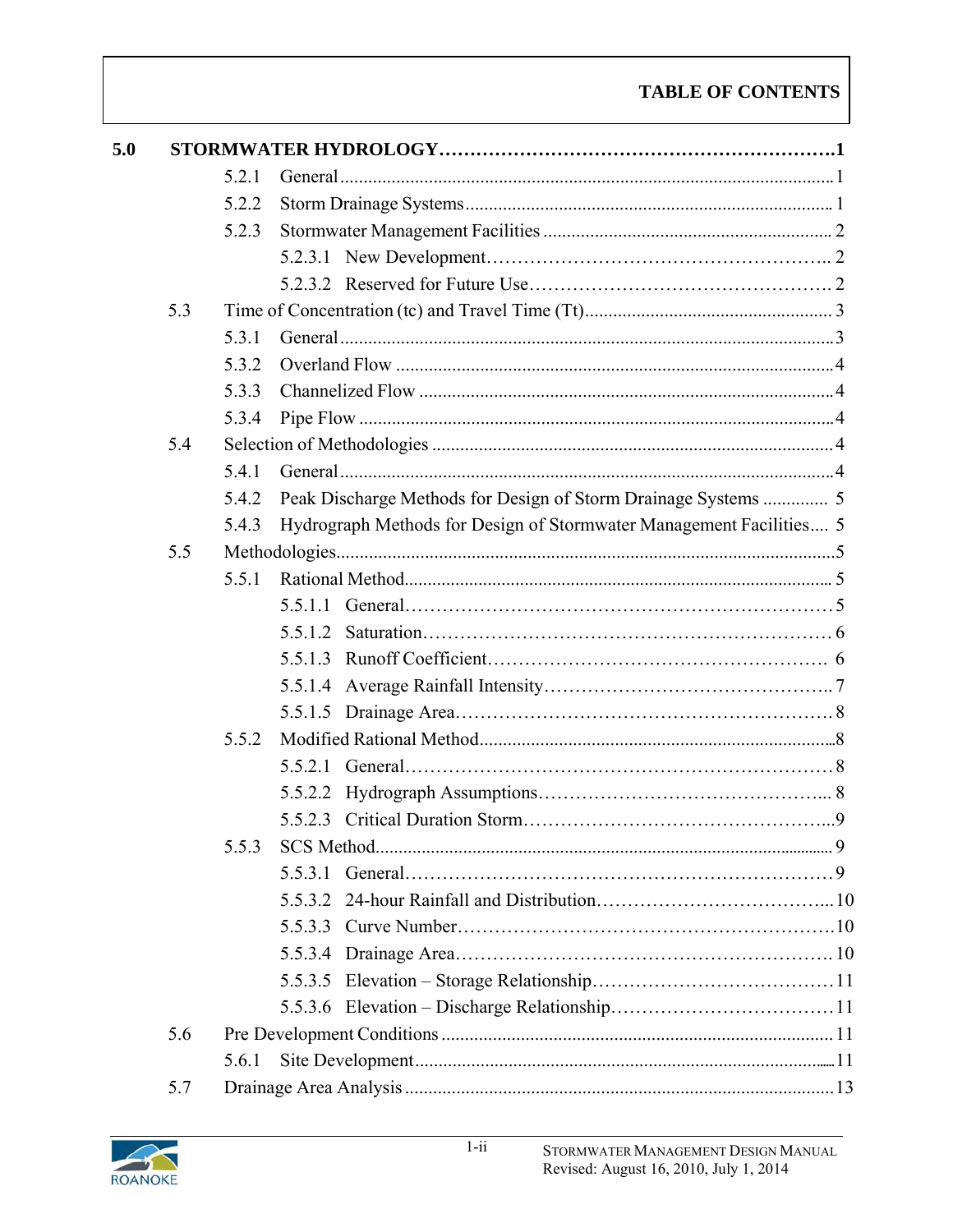**TABLE OF CONTENTS**

**5.0 STORMWATER HYDROLOGY……………………………………………………1**

- 5.2.1 General .......................................................................................................... 1
- 5.2.2 Storm Drainage Systems ................................................................................ 1
- 5.2.3 Stormwater Management Facilities ............................................................... 2
  - 5.2.3.1 New Development……………………………………………….. 2
  - 5.2.3.2 Reserved for Future Use…………………………………………. 2

5.3 Time of Concentration (tc) and Travel Time (Tt)................................................... 3

- 5.3.1 General .......................................................................................................... 3
- 5.3.2 Overland Flow ................................................................................................ 4
- 5.3.3 Channelized Flow ........................................................................................... 4
- 5.3.4 Pipe Flow ........................................................................................................ 4

5.4 Selection of Methodologies ...................................................................................... 4

- 5.4.1 General .......................................................................................................... 4
- 5.4.2 Peak Discharge Methods for Design of Storm Drainage Systems .............. 5
- 5.4.3 Hydrograph Methods for Design of Stormwater Management Facilities.... 5

5.5 Methodologies.......................................................................................................... 5

- 5.5.1 Rational Method............................................................................................. 5
  - 5.5.1.1 General…………………………………………………………… 5
  - 5.5.1.2 Saturation………………………………………………………… 6
  - 5.5.1.3 Runoff Coefficient……………………………………………… 6
  - 5.5.1.4 Average Rainfall Intensity……………………………………….. 7
  - 5.5.1.5 Drainage Area……………………………………………………. 8
- 5.5.2 Modified Rational Method..............................................................................8
  - 5.5.2.1 General…………………………………………………………… 8
  - 5.5.2.2 Hydrograph Assumptions……………………………………….. 8
  - 5.5.2.3 Critical Duration Storm…………………………………………..9
- 5.5.3 SCS Method.................................................................................................... 9
  - 5.5.3.1 General…………………………………………………………… 9
  - 5.5.3.2 24-hour Rainfall and Distribution………………………………...10
  - 5.5.3.3 Curve Number…………………………………………………….10
  - 5.5.3.4 Drainage Area……………………………………………………. 10
  - 5.5.3.5 Elevation – Storage Relationship………………………………… 11
  - 5.5.3.6 Elevation – Discharge Relationship……………………………… 11

5.6 Pre Development Conditions ................................................................................... 11

- 5.6.1 Site Development............................................................................................11

5.7 Drainage Area Analysis ........................................................................................... 13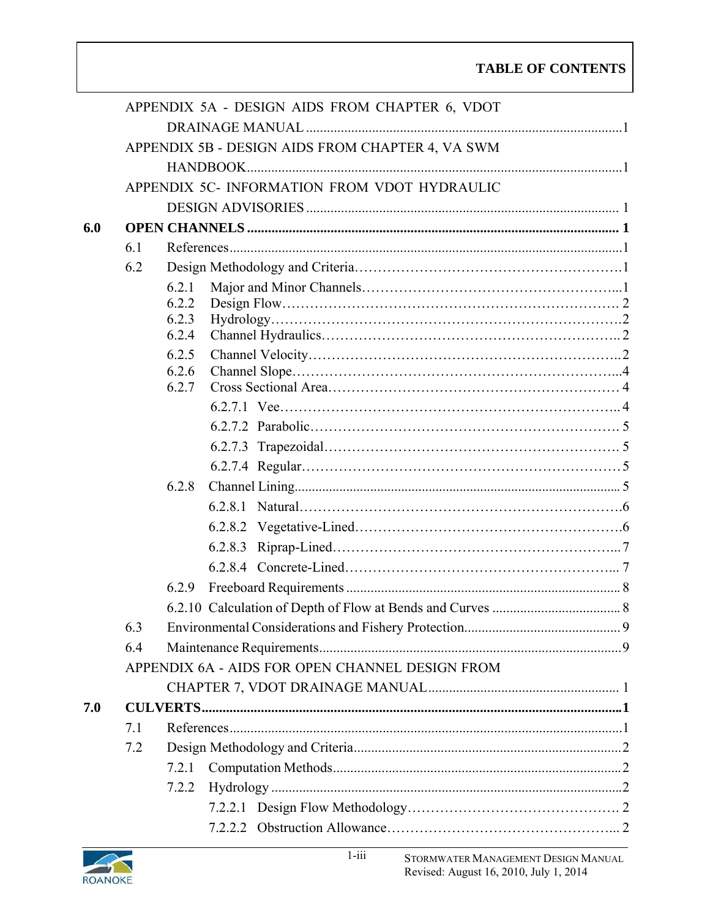# TABLE OF CONTENTS

APPENDIX 5A - DESIGN AIDS FROM CHAPTER 6, VDOT DRAINAGE MANUAL ........ 1

APPENDIX 5B - DESIGN AIDS FROM CHAPTER 4, VA SWM HANDBOOK ........ 1

APPENDIX 5C- INFORMATION FROM VDOT HYDRAULIC DESIGN ADVISORIES ........ 1

**6.0 OPEN CHANNELS ........ 1**

- 6.1 References ........ 1
- 6.2 Design Methodology and Criteria ........ 1
  - 6.2.1 Major and Minor Channels ........ 1
  - 6.2.2 Design Flow ........ 2
  - 6.2.3 Hydrology ........ 2
  - 6.2.4 Channel Hydraulics ........ 2
  - 6.2.5 Channel Velocity ........ 2
  - 6.2.6 Channel Slope ........ 4
  - 6.2.7 Cross Sectional Area ........ 4
    - 6.2.7.1 Vee ........ 4
    - 6.2.7.2 Parabolic ........ 5
    - 6.2.7.3 Trapezoidal ........ 5
    - 6.2.7.4 Regular ........ 5
  - 6.2.8 Channel Lining ........ 5
    - 6.2.8.1 Natural ........ 6
    - 6.2.8.2 Vegetative-Lined ........ 6
    - 6.2.8.3 Riprap-Lined ........ 7
    - 6.2.8.4 Concrete-Lined ........ 7
  - 6.2.9 Freeboard Requirements ........ 8
  - 6.2.10 Calculation of Depth of Flow at Bends and Curves ........ 8
- 6.3 Environmental Considerations and Fishery Protection ........ 9
- 6.4 Maintenance Requirements ........ 9

APPENDIX 6A - AIDS FOR OPEN CHANNEL DESIGN FROM CHAPTER 7, VDOT DRAINAGE MANUAL ........ 1

**7.0 CULVERTS ........ 1**

- 7.1 References ........ 1
- 7.2 Design Methodology and Criteria ........ 2
  - 7.2.1 Computation Methods ........ 2
  - 7.2.2 Hydrology ........ 2
    - 7.2.2.1 Design Flow Methodology ........ 2
    - 7.2.2.2 Obstruction Allowance ........ 2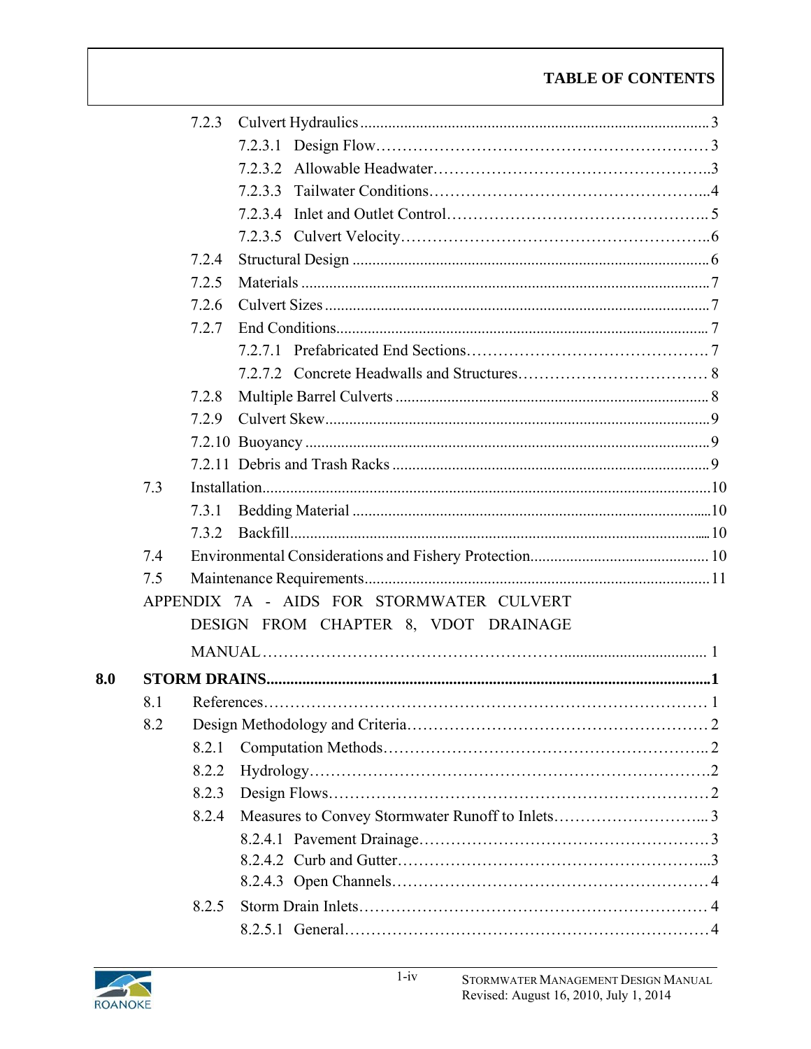# TABLE OF CONTENTS

- 7.2.3 Culvert Hydraulics ... 3
  - 7.2.3.1 Design Flow ... 3
  - 7.2.3.2 Allowable Headwater ... 3
  - 7.2.3.3 Tailwater Conditions ... 4
  - 7.2.3.4 Inlet and Outlet Control ... 5
  - 7.2.3.5 Culvert Velocity ... 6
- 7.2.4 Structural Design ... 6
- 7.2.5 Materials ... 7
- 7.2.6 Culvert Sizes ... 7
- 7.2.7 End Conditions ... 7
  - 7.2.7.1 Prefabricated End Sections ... 7
  - 7.2.7.2 Concrete Headwalls and Structures ... 8
- 7.2.8 Multiple Barrel Culverts ... 8
- 7.2.9 Culvert Skew ... 9
- 7.2.10 Buoyancy ... 9
- 7.2.11 Debris and Trash Racks ... 9

7.3 Installation ... 10
- 7.3.1 Bedding Material ... 10
- 7.3.2 Backfill ... 10

7.4 Environmental Considerations and Fishery Protection ... 10

7.5 Maintenance Requirements ... 11

APPENDIX 7A - AIDS FOR STORMWATER CULVERT DESIGN FROM CHAPTER 8, VDOT DRAINAGE MANUAL ... 1

**8.0 STORM DRAINS ... 1**

8.1 References ... 1

8.2 Design Methodology and Criteria ... 2
- 8.2.1 Computation Methods ... 2
- 8.2.2 Hydrology ... 2
- 8.2.3 Design Flows ... 2
- 8.2.4 Measures to Convey Stormwater Runoff to Inlets ... 3
  - 8.2.4.1 Pavement Drainage ... 3
  - 8.2.4.2 Curb and Gutter ... 3
  - 8.2.4.3 Open Channels ... 4
- 8.2.5 Storm Drain Inlets ... 4
  - 8.2.5.1 General ... 4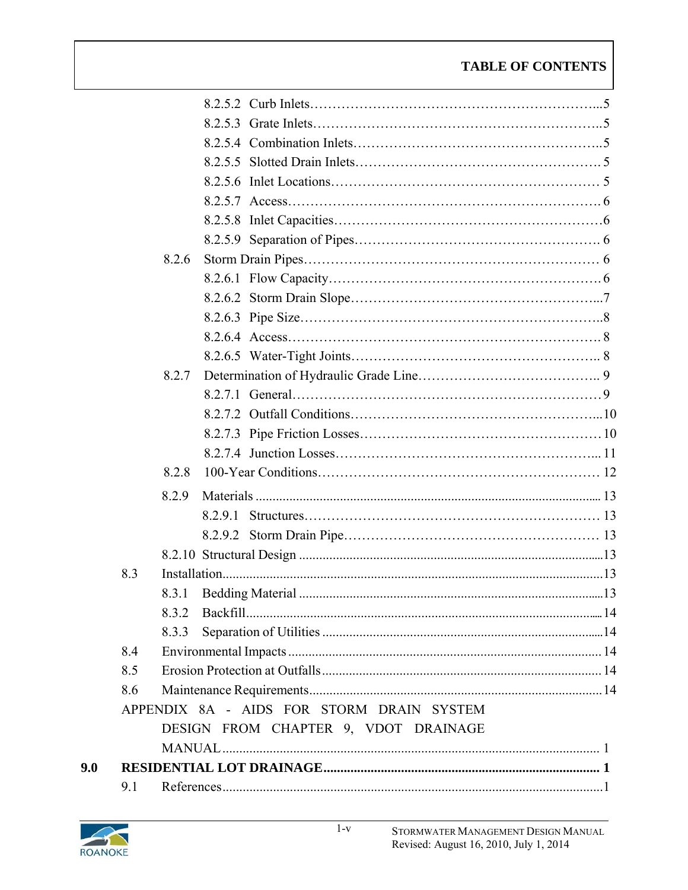# TABLE OF CONTENTS

8.2.5.2 Curb Inlets ... 5
8.2.5.3 Grate Inlets ... 5
8.2.5.4 Combination Inlets ... 5
8.2.5.5 Slotted Drain Inlets ... 5
8.2.5.6 Inlet Locations ... 5
8.2.5.7 Access ... 6
8.2.5.8 Inlet Capacities ... 6
8.2.5.9 Separation of Pipes ... 6

8.2.6 Storm Drain Pipes ... 6
8.2.6.1 Flow Capacity ... 6
8.2.6.2 Storm Drain Slope ... 7
8.2.6.3 Pipe Size ... 8
8.2.6.4 Access ... 8
8.2.6.5 Water-Tight Joints ... 8

8.2.7 Determination of Hydraulic Grade Line ... 9
8.2.7.1 General ... 9
8.2.7.2 Outfall Conditions ... 10
8.2.7.3 Pipe Friction Losses ... 10
8.2.7.4 Junction Losses ... 11

8.2.8 100-Year Conditions ... 12

8.2.9 Materials ... 13
8.2.9.1 Structures ... 13
8.2.9.2 Storm Drain Pipe ... 13

8.2.10 Structural Design ... 13

8.3 Installation ... 13
8.3.1 Bedding Material ... 13
8.3.2 Backfill ... 14
8.3.3 Separation of Utilities ... 14

8.4 Environmental Impacts ... 14
8.5 Erosion Protection at Outfalls ... 14
8.6 Maintenance Requirements ... 14

APPENDIX 8A - AIDS FOR STORM DRAIN SYSTEM DESIGN FROM CHAPTER 9, VDOT DRAINAGE MANUAL ... 1

**9.0 RESIDENTIAL LOT DRAINAGE ... 1**

9.1 References ... 1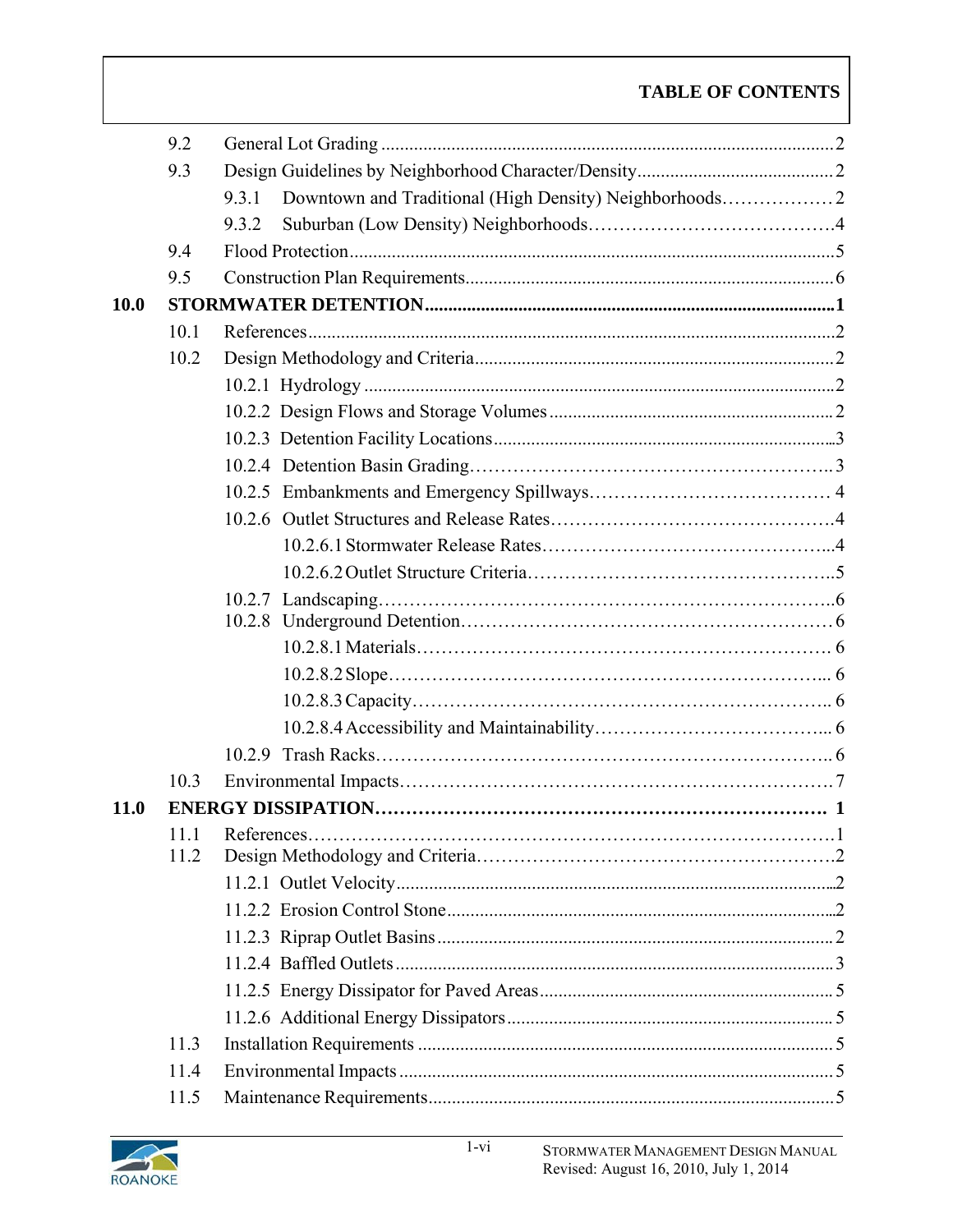## TABLE OF CONTENTS

| | | | |
|---|---|---|---|
| | 9.2 | General Lot Grading | 2 |
| | 9.3 | Design Guidelines by Neighborhood Character/Density | 2 |
| | | 9.3.1 Downtown and Traditional (High Density) Neighborhoods | 2 |
| | | 9.3.2 Suburban (Low Density) Neighborhoods | 4 |
| | 9.4 | Flood Protection | 5 |
| | 9.5 | Construction Plan Requirements | 6 |
| **10.0** | **STORMWATER DETENTION** | | **1** |
| | 10.1 | References | 2 |
| | 10.2 | Design Methodology and Criteria | 2 |
| | | 10.2.1 Hydrology | 2 |
| | | 10.2.2 Design Flows and Storage Volumes | 2 |
| | | 10.2.3 Detention Facility Locations | 3 |
| | | 10.2.4 Detention Basin Grading | 3 |
| | | 10.2.5 Embankments and Emergency Spillways | 4 |
| | | 10.2.6 Outlet Structures and Release Rates | 4 |
| | | 10.2.6.1 Stormwater Release Rates | 4 |
| | | 10.2.6.2 Outlet Structure Criteria | 5 |
| | | 10.2.7 Landscaping | 6 |
| | | 10.2.8 Underground Detention | 6 |
| | | 10.2.8.1 Materials | 6 |
| | | 10.2.8.2 Slope | 6 |
| | | 10.2.8.3 Capacity | 6 |
| | | 10.2.8.4 Accessibility and Maintainability | 6 |
| | | 10.2.9 Trash Racks | 6 |
| | 10.3 | Environmental Impacts | 7 |
| **11.0** | **ENERGY DISSIPATION** | | **1** |
| | 11.1 | References | 1 |
| | 11.2 | Design Methodology and Criteria | 2 |
| | | 11.2.1 Outlet Velocity | 2 |
| | | 11.2.2 Erosion Control Stone | 2 |
| | | 11.2.3 Riprap Outlet Basins | 2 |
| | | 11.2.4 Baffled Outlets | 3 |
| | | 11.2.5 Energy Dissipator for Paved Areas | 5 |
| | | 11.2.6 Additional Energy Dissipators | 5 |
| | 11.3 | Installation Requirements | 5 |
| | 11.4 | Environmental Impacts | 5 |
| | 11.5 | Maintenance Requirements | 5 |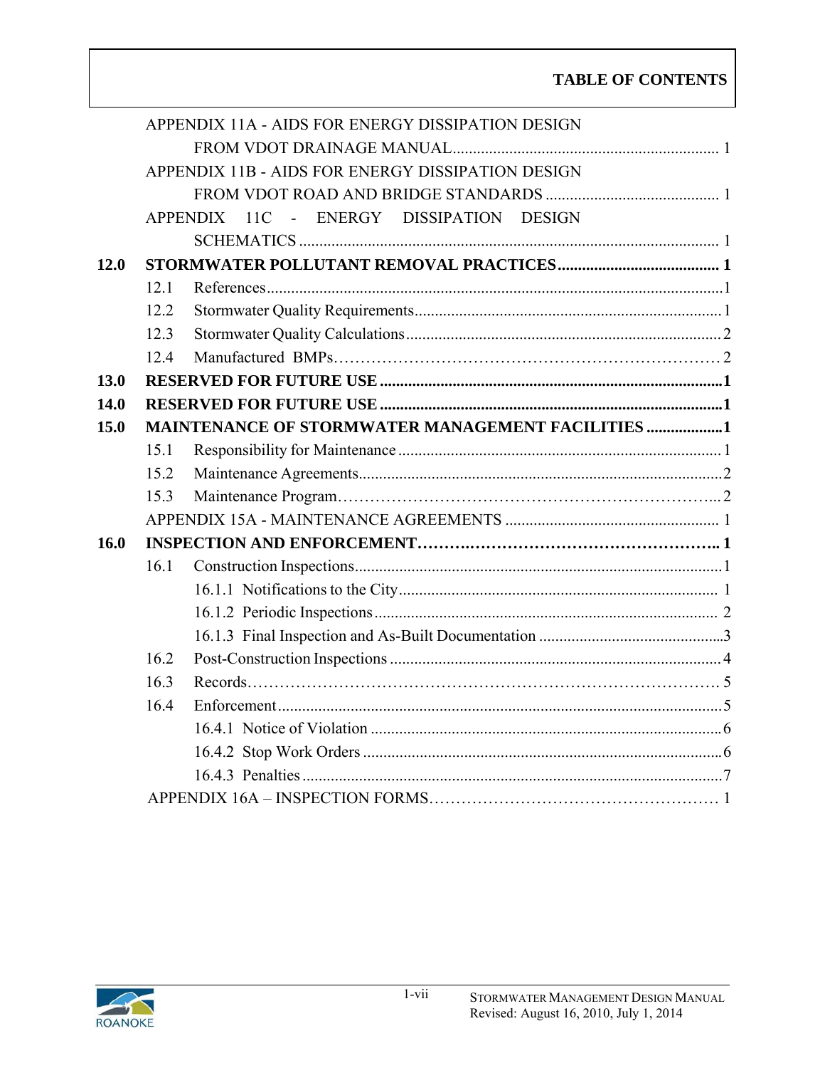APPENDIX 11A - AIDS FOR ENERGY DISSIPATION DESIGN FROM VDOT DRAINAGE MANUAL .......... 1

APPENDIX 11B - AIDS FOR ENERGY DISSIPATION DESIGN FROM VDOT ROAD AND BRIDGE STANDARDS .......... 1

APPENDIX 11C - ENERGY DISSIPATION DESIGN SCHEMATICS .......... 1

**12.0 STORMWATER POLLUTANT REMOVAL PRACTICES .......... 1**

- 12.1 References .......... 1
- 12.2 Stormwater Quality Requirements .......... 1
- 12.3 Stormwater Quality Calculations .......... 2
- 12.4 Manufactured BMPs .......... 2

**13.0 RESERVED FOR FUTURE USE .......... 1**

**14.0 RESERVED FOR FUTURE USE .......... 1**

**15.0 MAINTENANCE OF STORMWATER MANAGEMENT FACILITIES .......... 1**

- 15.1 Responsibility for Maintenance .......... 1
- 15.2 Maintenance Agreements .......... 2
- 15.3 Maintenance Program .......... 2

APPENDIX 15A - MAINTENANCE AGREEMENTS .......... 1

**16.0 INSPECTION AND ENFORCEMENT .......... 1**

- 16.1 Construction Inspections .......... 1
  - 16.1.1 Notifications to the City .......... 1
  - 16.1.2 Periodic Inspections .......... 2
  - 16.1.3 Final Inspection and As-Built Documentation .......... 3
- 16.2 Post-Construction Inspections .......... 4
- 16.3 Records .......... 5
- 16.4 Enforcement .......... 5
  - 16.4.1 Notice of Violation .......... 6
  - 16.4.2 Stop Work Orders .......... 6
  - 16.4.3 Penalties .......... 7

APPENDIX 16A – INSPECTION FORMS .......... 1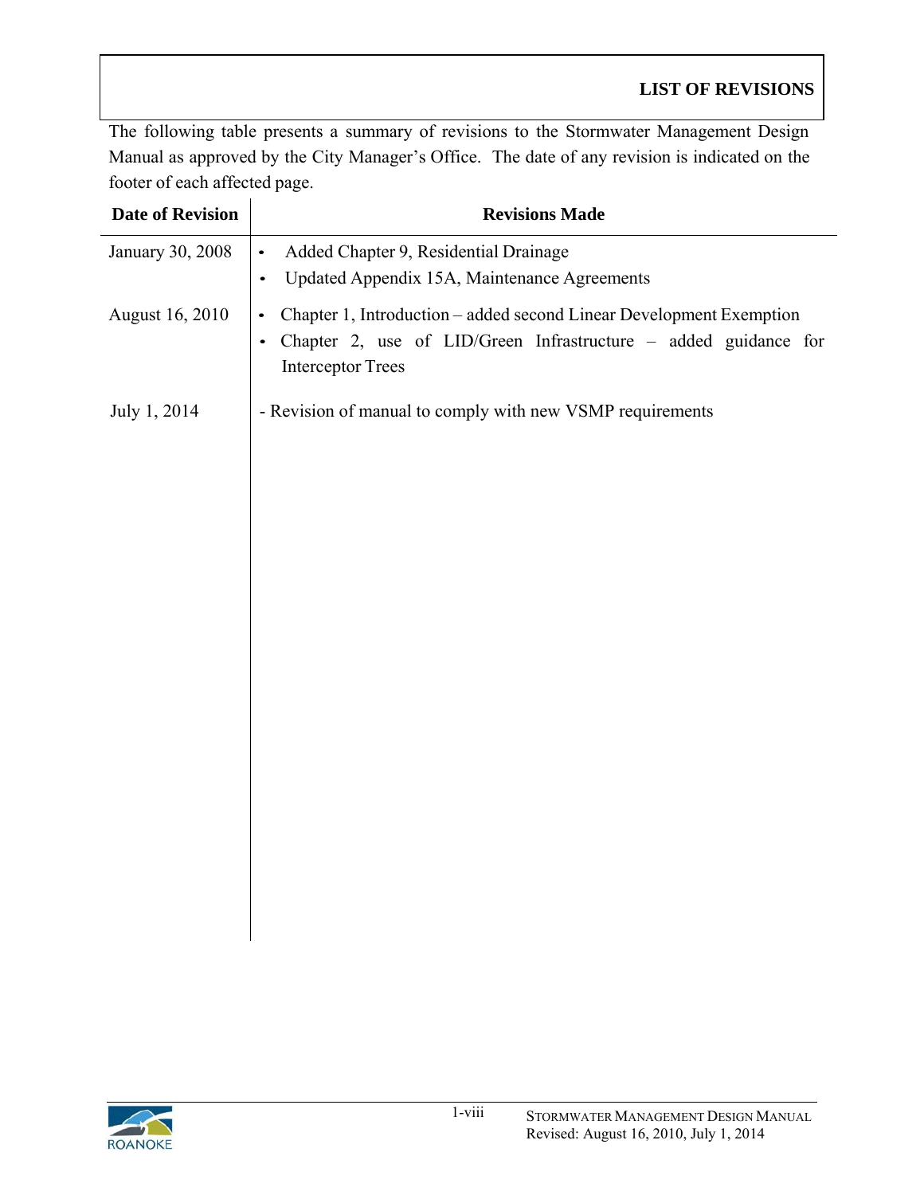# LIST OF REVISIONS

The following table presents a summary of revisions to the Stormwater Management Design Manual as approved by the City Manager's Office. The date of any revision is indicated on the footer of each affected page.

| Date of Revision | Revisions Made |
|---|---|
| January 30, 2008 | • Added Chapter 9, Residential Drainage<br>• Updated Appendix 15A, Maintenance Agreements |
| August 16, 2010 | • Chapter 1, Introduction – added second Linear Development Exemption<br>• Chapter 2, use of LID/Green Infrastructure – added guidance for Interceptor Trees |
| July 1, 2014 | - Revision of manual to comply with new VSMP requirements |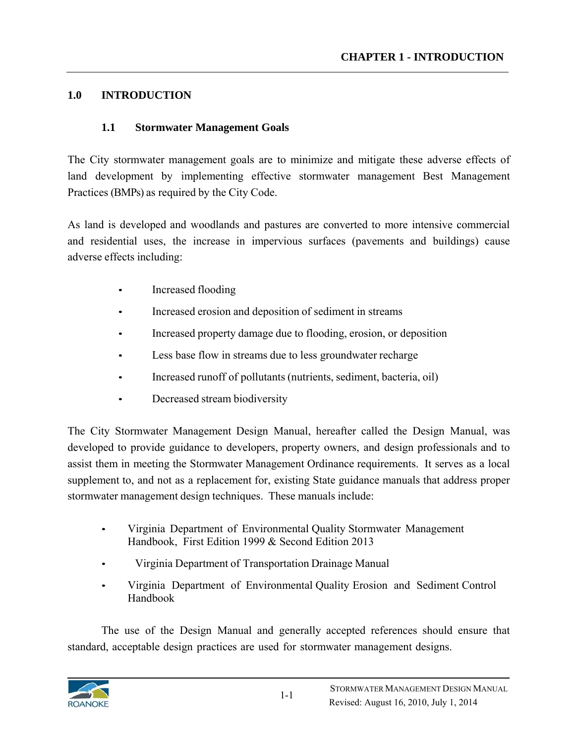# 1.0 INTRODUCTION

## 1.1 Stormwater Management Goals

The City stormwater management goals are to minimize and mitigate these adverse effects of land development by implementing effective stormwater management Best Management Practices (BMPs) as required by the City Code.

As land is developed and woodlands and pastures are converted to more intensive commercial and residential uses, the increase in impervious surfaces (pavements and buildings) cause adverse effects including:

- Increased flooding
- Increased erosion and deposition of sediment in streams
- Increased property damage due to flooding, erosion, or deposition
- Less base flow in streams due to less groundwater recharge
- Increased runoff of pollutants (nutrients, sediment, bacteria, oil)
- Decreased stream biodiversity

The City Stormwater Management Design Manual, hereafter called the Design Manual, was developed to provide guidance to developers, property owners, and design professionals and to assist them in meeting the Stormwater Management Ordinance requirements. It serves as a local supplement to, and not as a replacement for, existing State guidance manuals that address proper stormwater management design techniques. These manuals include:

- Virginia Department of Environmental Quality Stormwater Management Handbook, First Edition 1999 & Second Edition 2013
- Virginia Department of Transportation Drainage Manual
- Virginia Department of Environmental Quality Erosion and Sediment Control Handbook

The use of the Design Manual and generally accepted references should ensure that standard, acceptable design practices are used for stormwater management designs.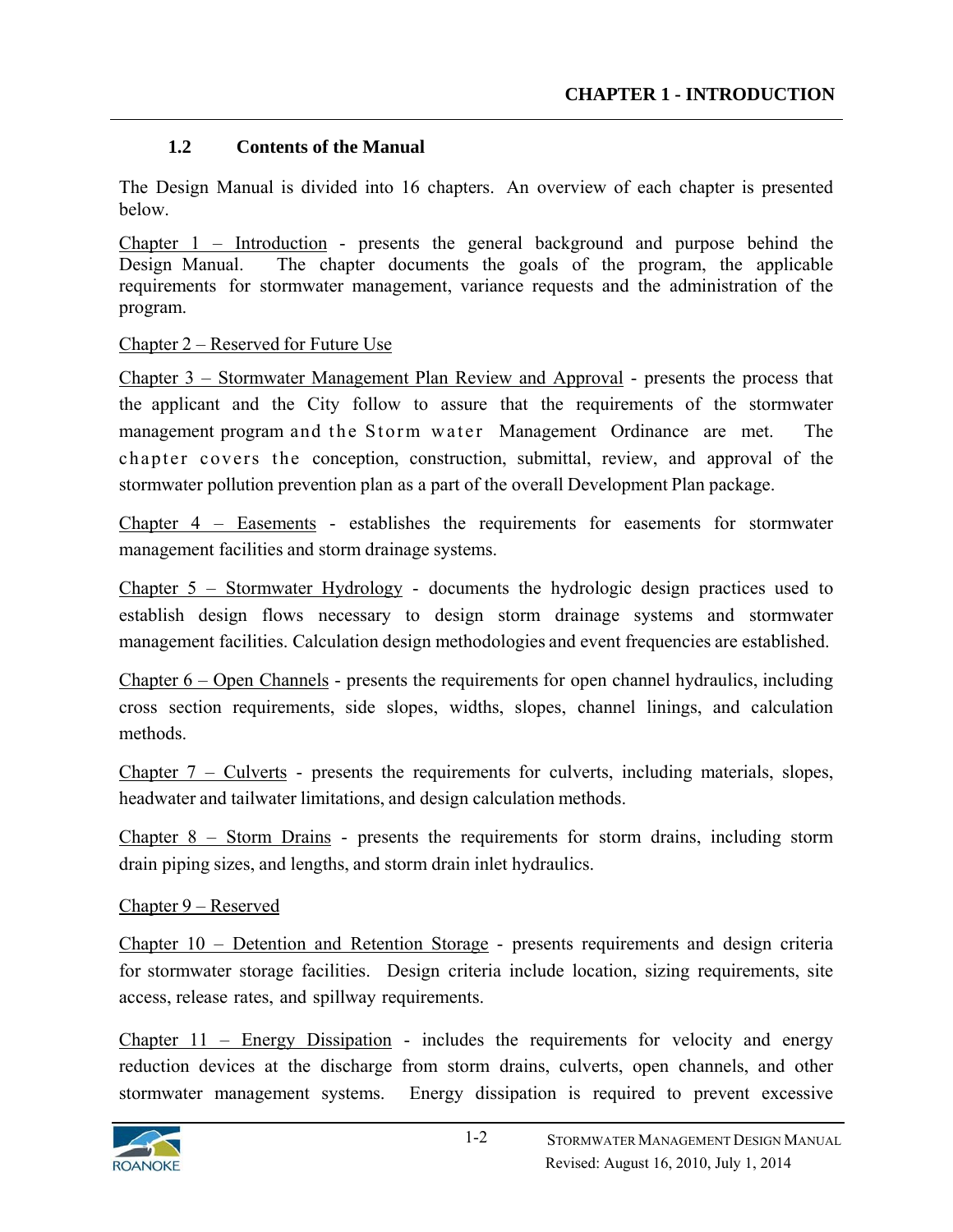### 1.2 Contents of the Manual

The Design Manual is divided into 16 chapters. An overview of each chapter is presented below.

<u>Chapter 1 – Introduction</u> - presents the general background and purpose behind the Design Manual. The chapter documents the goals of the program, the applicable requirements for stormwater management, variance requests and the administration of the program.

<u>Chapter 2 – Reserved for Future Use</u>

<u>Chapter 3 – Stormwater Management Plan Review and Approval</u> - presents the process that the applicant and the City follow to assure that the requirements of the stormwater management program and the Storm water Management Ordinance are met. The chapter covers the conception, construction, submittal, review, and approval of the stormwater pollution prevention plan as a part of the overall Development Plan package.

<u>Chapter 4 – Easements</u> - establishes the requirements for easements for stormwater management facilities and storm drainage systems.

<u>Chapter 5 – Stormwater Hydrology</u> - documents the hydrologic design practices used to establish design flows necessary to design storm drainage systems and stormwater management facilities. Calculation design methodologies and event frequencies are established.

<u>Chapter 6 – Open Channels</u> - presents the requirements for open channel hydraulics, including cross section requirements, side slopes, widths, slopes, channel linings, and calculation methods.

<u>Chapter 7 – Culverts</u> - presents the requirements for culverts, including materials, slopes, headwater and tailwater limitations, and design calculation methods.

<u>Chapter 8 – Storm Drains</u> - presents the requirements for storm drains, including storm drain piping sizes, and lengths, and storm drain inlet hydraulics.

<u>Chapter 9 – Reserved</u>

<u>Chapter 10 – Detention and Retention Storage</u> - presents requirements and design criteria for stormwater storage facilities. Design criteria include location, sizing requirements, site access, release rates, and spillway requirements.

<u>Chapter 11 – Energy Dissipation</u> - includes the requirements for velocity and energy reduction devices at the discharge from storm drains, culverts, open channels, and other stormwater management systems. Energy dissipation is required to prevent excessive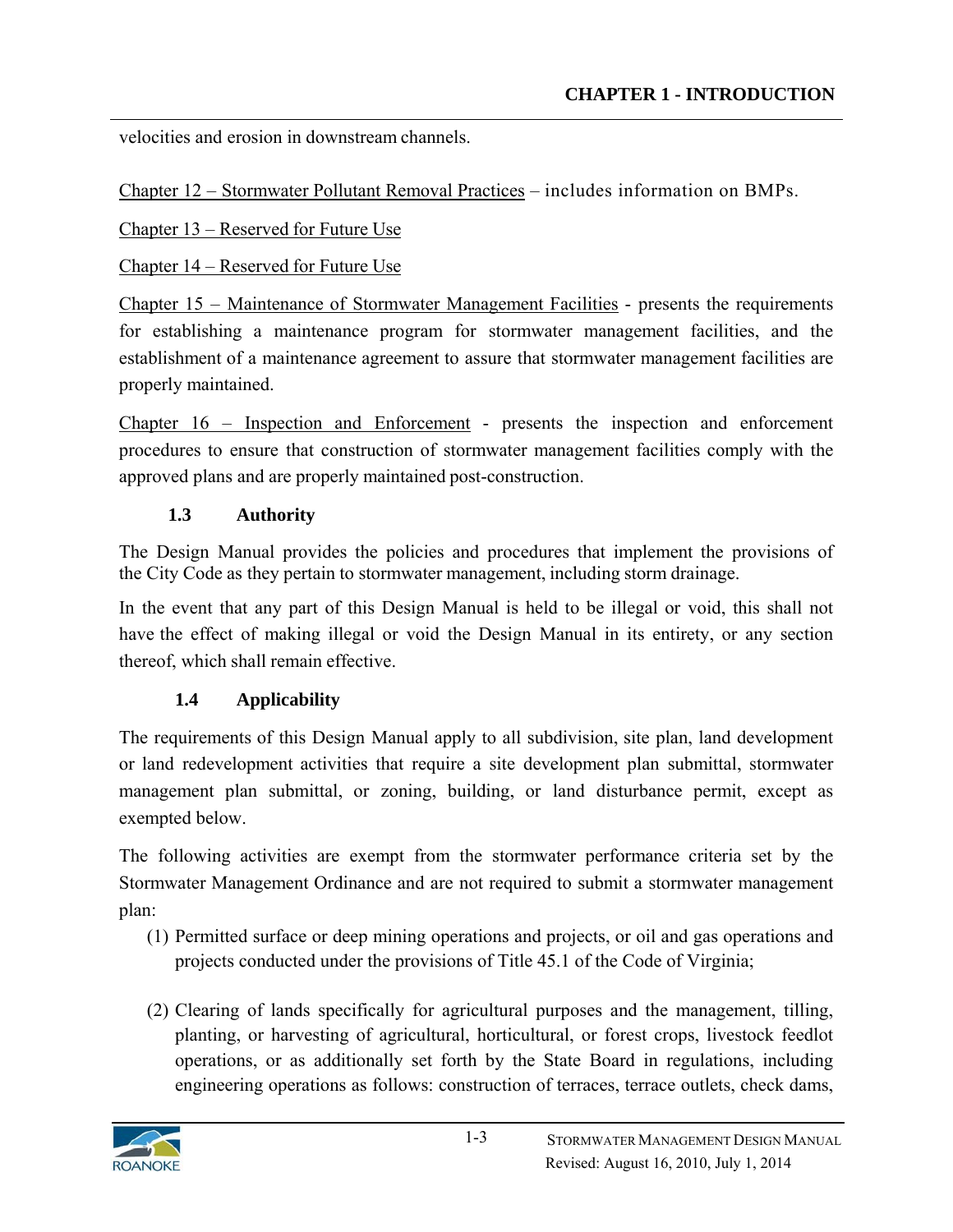velocities and erosion in downstream channels.

Chapter 12 – Stormwater Pollutant Removal Practices – includes information on BMPs.

Chapter 13 – Reserved for Future Use

Chapter 14 – Reserved for Future Use

Chapter 15 – Maintenance of Stormwater Management Facilities - presents the requirements for establishing a maintenance program for stormwater management facilities, and the establishment of a maintenance agreement to assure that stormwater management facilities are properly maintained.

Chapter 16 – Inspection and Enforcement - presents the inspection and enforcement procedures to ensure that construction of stormwater management facilities comply with the approved plans and are properly maintained post-construction.

### 1.3 Authority

The Design Manual provides the policies and procedures that implement the provisions of the City Code as they pertain to stormwater management, including storm drainage.

In the event that any part of this Design Manual is held to be illegal or void, this shall not have the effect of making illegal or void the Design Manual in its entirety, or any section thereof, which shall remain effective.

### 1.4 Applicability

The requirements of this Design Manual apply to all subdivision, site plan, land development or land redevelopment activities that require a site development plan submittal, stormwater management plan submittal, or zoning, building, or land disturbance permit, except as exempted below.

The following activities are exempt from the stormwater performance criteria set by the Stormwater Management Ordinance and are not required to submit a stormwater management plan:

(1) Permitted surface or deep mining operations and projects, or oil and gas operations and projects conducted under the provisions of Title 45.1 of the Code of Virginia;

(2) Clearing of lands specifically for agricultural purposes and the management, tilling, planting, or harvesting of agricultural, horticultural, or forest crops, livestock feedlot operations, or as additionally set forth by the State Board in regulations, including engineering operations as follows: construction of terraces, terrace outlets, check dams,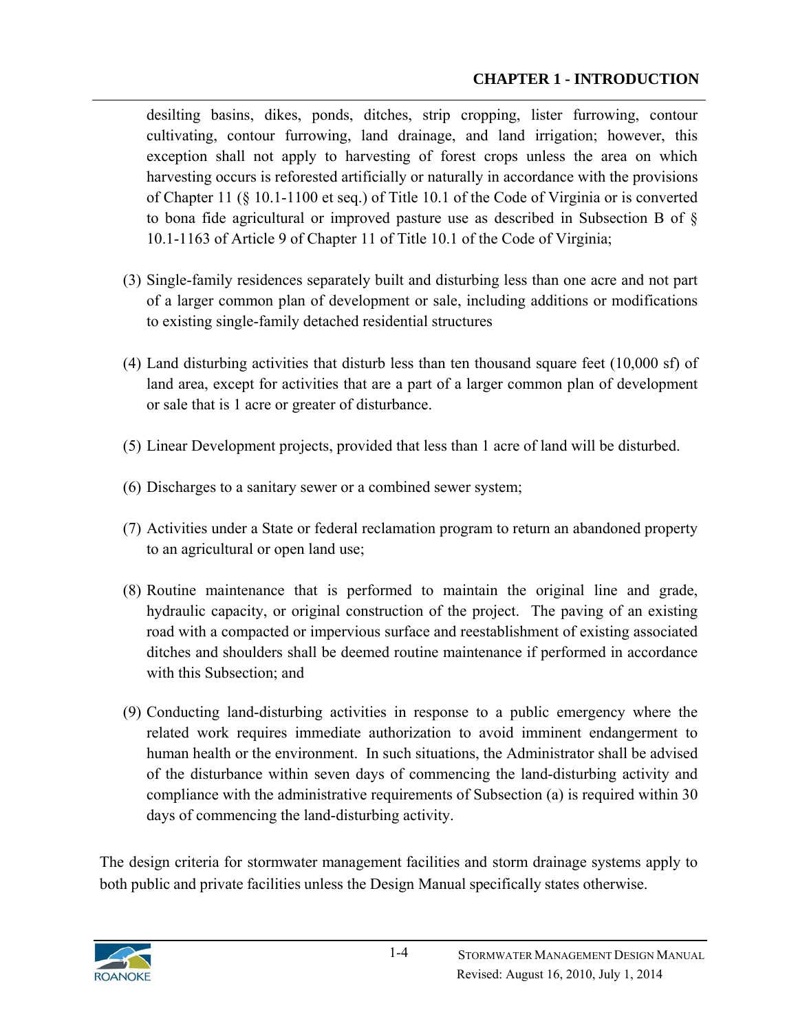desilting basins, dikes, ponds, ditches, strip cropping, lister furrowing, contour cultivating, contour furrowing, land drainage, and land irrigation; however, this exception shall not apply to harvesting of forest crops unless the area on which harvesting occurs is reforested artificially or naturally in accordance with the provisions of Chapter 11 (§ 10.1-1100 et seq.) of Title 10.1 of the Code of Virginia or is converted to bona fide agricultural or improved pasture use as described in Subsection B of § 10.1-1163 of Article 9 of Chapter 11 of Title 10.1 of the Code of Virginia;

(3) Single-family residences separately built and disturbing less than one acre and not part of a larger common plan of development or sale, including additions or modifications to existing single-family detached residential structures

(4) Land disturbing activities that disturb less than ten thousand square feet (10,000 sf) of land area, except for activities that are a part of a larger common plan of development or sale that is 1 acre or greater of disturbance.

(5) Linear Development projects, provided that less than 1 acre of land will be disturbed.

(6) Discharges to a sanitary sewer or a combined sewer system;

(7) Activities under a State or federal reclamation program to return an abandoned property to an agricultural or open land use;

(8) Routine maintenance that is performed to maintain the original line and grade, hydraulic capacity, or original construction of the project. The paving of an existing road with a compacted or impervious surface and reestablishment of existing associated ditches and shoulders shall be deemed routine maintenance if performed in accordance with this Subsection; and

(9) Conducting land-disturbing activities in response to a public emergency where the related work requires immediate authorization to avoid imminent endangerment to human health or the environment. In such situations, the Administrator shall be advised of the disturbance within seven days of commencing the land-disturbing activity and compliance with the administrative requirements of Subsection (a) is required within 30 days of commencing the land-disturbing activity.

The design criteria for stormwater management facilities and storm drainage systems apply to both public and private facilities unless the Design Manual specifically states otherwise.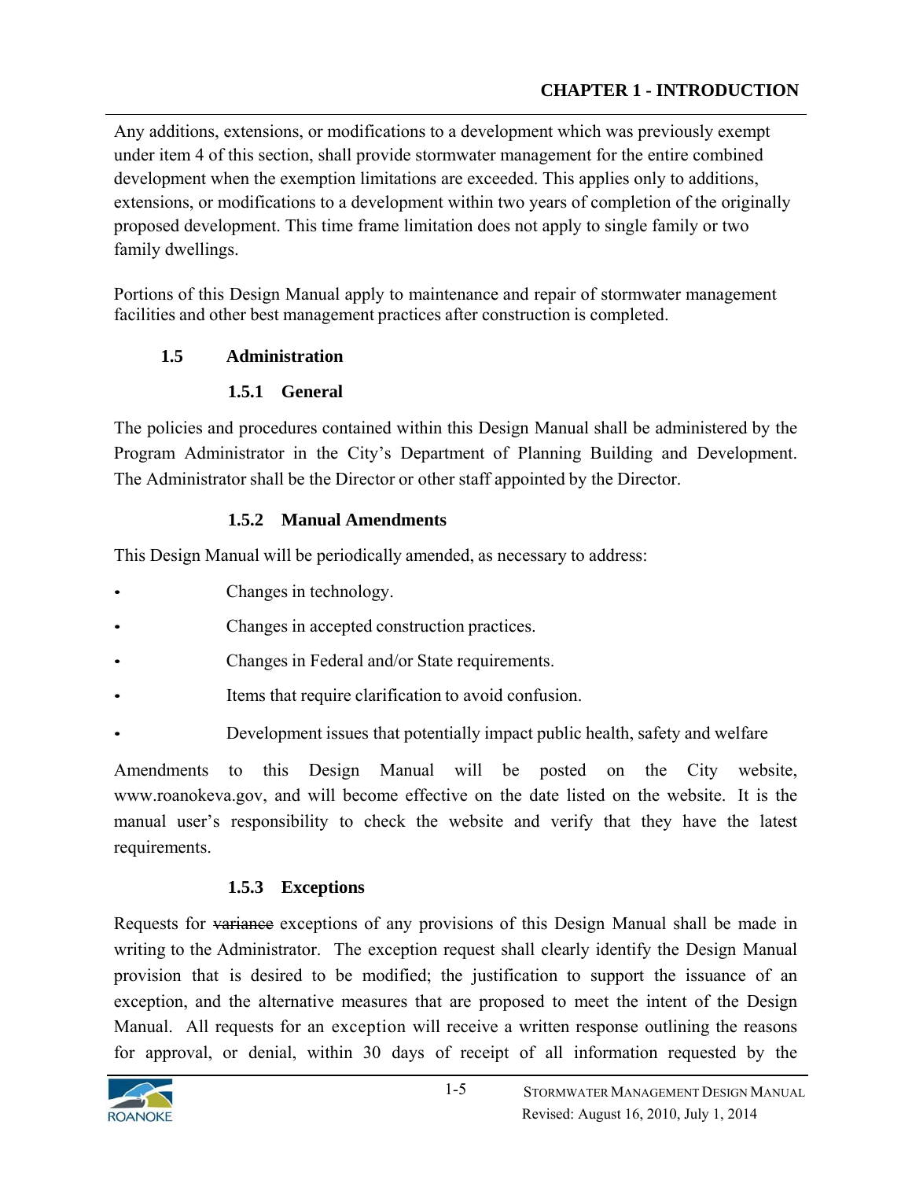Any additions, extensions, or modifications to a development which was previously exempt under item 4 of this section, shall provide stormwater management for the entire combined development when the exemption limitations are exceeded. This applies only to additions, extensions, or modifications to a development within two years of completion of the originally proposed development. This time frame limitation does not apply to single family or two family dwellings.

Portions of this Design Manual apply to maintenance and repair of stormwater management facilities and other best management practices after construction is completed.

## 1.5 Administration

### 1.5.1 General

The policies and procedures contained within this Design Manual shall be administered by the Program Administrator in the City's Department of Planning Building and Development. The Administrator shall be the Director or other staff appointed by the Director.

### 1.5.2 Manual Amendments

This Design Manual will be periodically amended, as necessary to address:

- Changes in technology.
- Changes in accepted construction practices.
- Changes in Federal and/or State requirements.
- Items that require clarification to avoid confusion.
- Development issues that potentially impact public health, safety and welfare

Amendments to this Design Manual will be posted on the City website, www.roanokeva.gov, and will become effective on the date listed on the website. It is the manual user's responsibility to check the website and verify that they have the latest requirements.

### 1.5.3 Exceptions

Requests for ~~variance~~ exceptions of any provisions of this Design Manual shall be made in writing to the Administrator. The exception request shall clearly identify the Design Manual provision that is desired to be modified; the justification to support the issuance of an exception, and the alternative measures that are proposed to meet the intent of the Design Manual. All requests for an exception will receive a written response outlining the reasons for approval, or denial, within 30 days of receipt of all information requested by the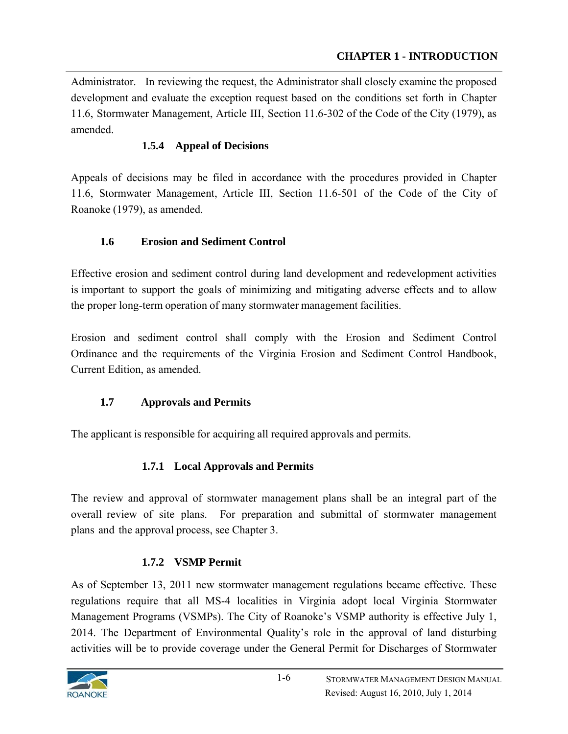Administrator. In reviewing the request, the Administrator shall closely examine the proposed development and evaluate the exception request based on the conditions set forth in Chapter 11.6, Stormwater Management, Article III, Section 11.6-302 of the Code of the City (1979), as amended.

### 1.5.4 Appeal of Decisions

Appeals of decisions may be filed in accordance with the procedures provided in Chapter 11.6, Stormwater Management, Article III, Section 11.6-501 of the Code of the City of Roanoke (1979), as amended.

## 1.6 Erosion and Sediment Control

Effective erosion and sediment control during land development and redevelopment activities is important to support the goals of minimizing and mitigating adverse effects and to allow the proper long-term operation of many stormwater management facilities.

Erosion and sediment control shall comply with the Erosion and Sediment Control Ordinance and the requirements of the Virginia Erosion and Sediment Control Handbook, Current Edition, as amended.

## 1.7 Approvals and Permits

The applicant is responsible for acquiring all required approvals and permits.

### 1.7.1 Local Approvals and Permits

The review and approval of stormwater management plans shall be an integral part of the overall review of site plans. For preparation and submittal of stormwater management plans and the approval process, see Chapter 3.

### 1.7.2 VSMP Permit

As of September 13, 2011 new stormwater management regulations became effective. These regulations require that all MS-4 localities in Virginia adopt local Virginia Stormwater Management Programs (VSMPs). The City of Roanoke's VSMP authority is effective July 1, 2014. The Department of Environmental Quality's role in the approval of land disturbing activities will be to provide coverage under the General Permit for Discharges of Stormwater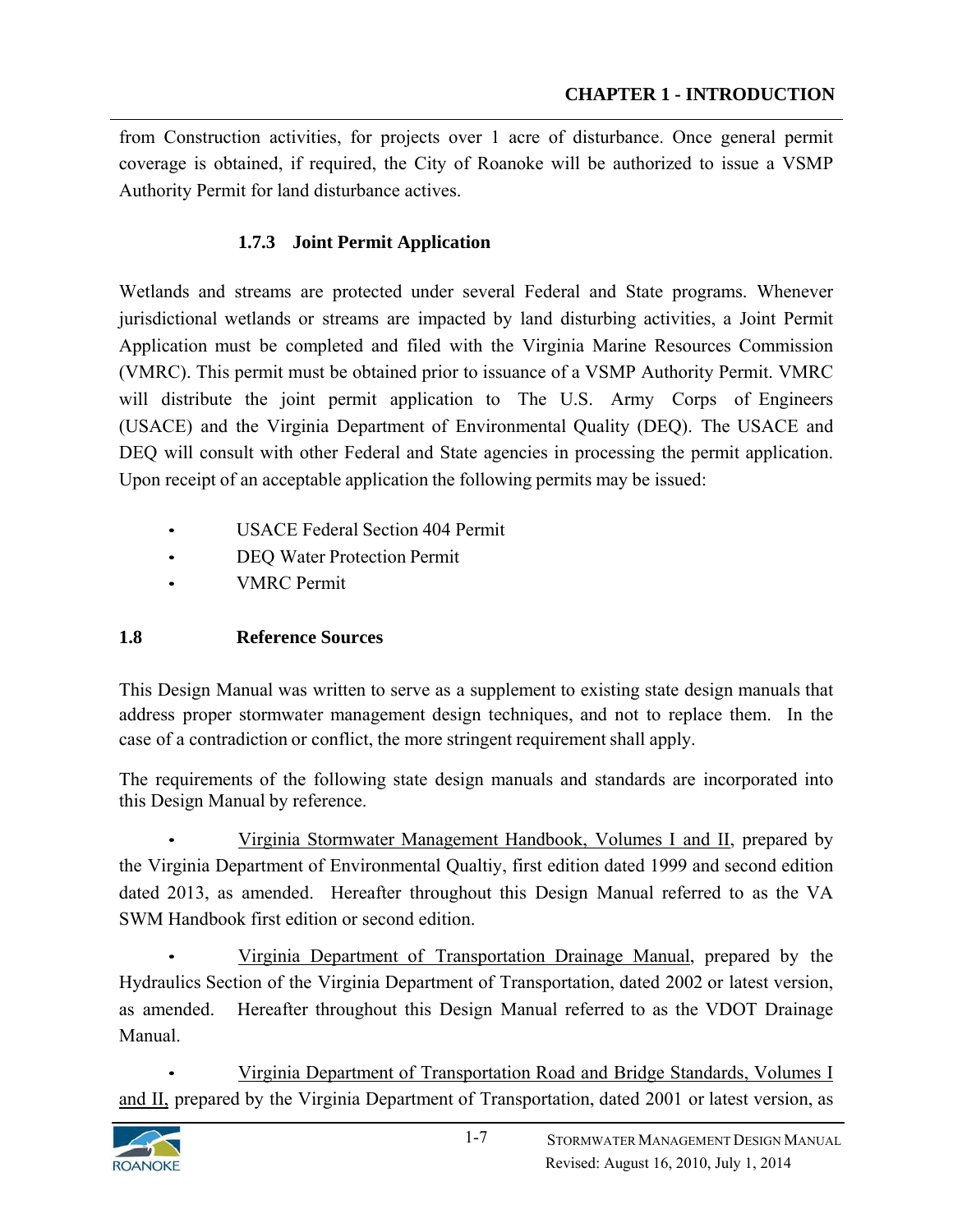from Construction activities, for projects over 1 acre of disturbance. Once general permit coverage is obtained, if required, the City of Roanoke will be authorized to issue a VSMP Authority Permit for land disturbance actives.

### 1.7.3 Joint Permit Application

Wetlands and streams are protected under several Federal and State programs. Whenever jurisdictional wetlands or streams are impacted by land disturbing activities, a Joint Permit Application must be completed and filed with the Virginia Marine Resources Commission (VMRC). This permit must be obtained prior to issuance of a VSMP Authority Permit. VMRC will distribute the joint permit application to The U.S. Army Corps of Engineers (USACE) and the Virginia Department of Environmental Quality (DEQ). The USACE and DEQ will consult with other Federal and State agencies in processing the permit application. Upon receipt of an acceptable application the following permits may be issued:

- USACE Federal Section 404 Permit
- DEQ Water Protection Permit
- VMRC Permit

## 1.8 Reference Sources

This Design Manual was written to serve as a supplement to existing state design manuals that address proper stormwater management design techniques, and not to replace them. In the case of a contradiction or conflict, the more stringent requirement shall apply.

The requirements of the following state design manuals and standards are incorporated into this Design Manual by reference.

- Virginia Stormwater Management Handbook, Volumes I and II, prepared by the Virginia Department of Environmental Qualtiy, first edition dated 1999 and second edition dated 2013, as amended. Hereafter throughout this Design Manual referred to as the VA SWM Handbook first edition or second edition.

- Virginia Department of Transportation Drainage Manual, prepared by the Hydraulics Section of the Virginia Department of Transportation, dated 2002 or latest version, as amended. Hereafter throughout this Design Manual referred to as the VDOT Drainage Manual.

- Virginia Department of Transportation Road and Bridge Standards, Volumes I and II, prepared by the Virginia Department of Transportation, dated 2001 or latest version, as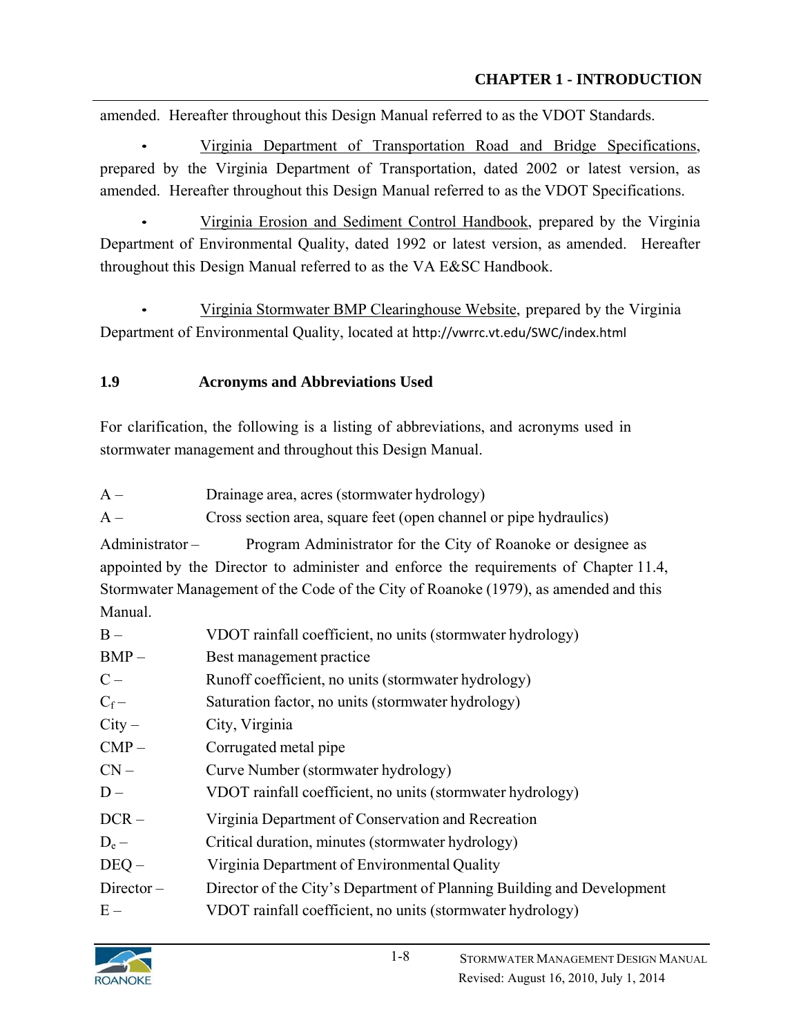amended. Hereafter throughout this Design Manual referred to as the VDOT Standards.

- Virginia Department of Transportation Road and Bridge Specifications, prepared by the Virginia Department of Transportation, dated 2002 or latest version, as amended. Hereafter throughout this Design Manual referred to as the VDOT Specifications.

- Virginia Erosion and Sediment Control Handbook, prepared by the Virginia Department of Environmental Quality, dated 1992 or latest version, as amended. Hereafter throughout this Design Manual referred to as the VA E&SC Handbook.

- Virginia Stormwater BMP Clearinghouse Website, prepared by the Virginia Department of Environmental Quality, located at http://vwrrc.vt.edu/SWC/index.html

### 1.9 Acronyms and Abbreviations Used

For clarification, the following is a listing of abbreviations, and acronyms used in stormwater management and throughout this Design Manual.

A – Drainage area, acres (stormwater hydrology)

A – Cross section area, square feet (open channel or pipe hydraulics)

Administrator – Program Administrator for the City of Roanoke or designee as appointed by the Director to administer and enforce the requirements of Chapter 11.4, Stormwater Management of the Code of the City of Roanoke (1979), as amended and this Manual.

B – VDOT rainfall coefficient, no units (stormwater hydrology)

BMP – Best management practice

C – Runoff coefficient, no units (stormwater hydrology)

$C_f$ – Saturation factor, no units (stormwater hydrology)

City – City, Virginia

CMP – Corrugated metal pipe

CN – Curve Number (stormwater hydrology)

D – VDOT rainfall coefficient, no units (stormwater hydrology)

DCR – Virginia Department of Conservation and Recreation

$D_e$ – Critical duration, minutes (stormwater hydrology)

DEQ – Virginia Department of Environmental Quality

Director – Director of the City's Department of Planning Building and Development

E – VDOT rainfall coefficient, no units (stormwater hydrology)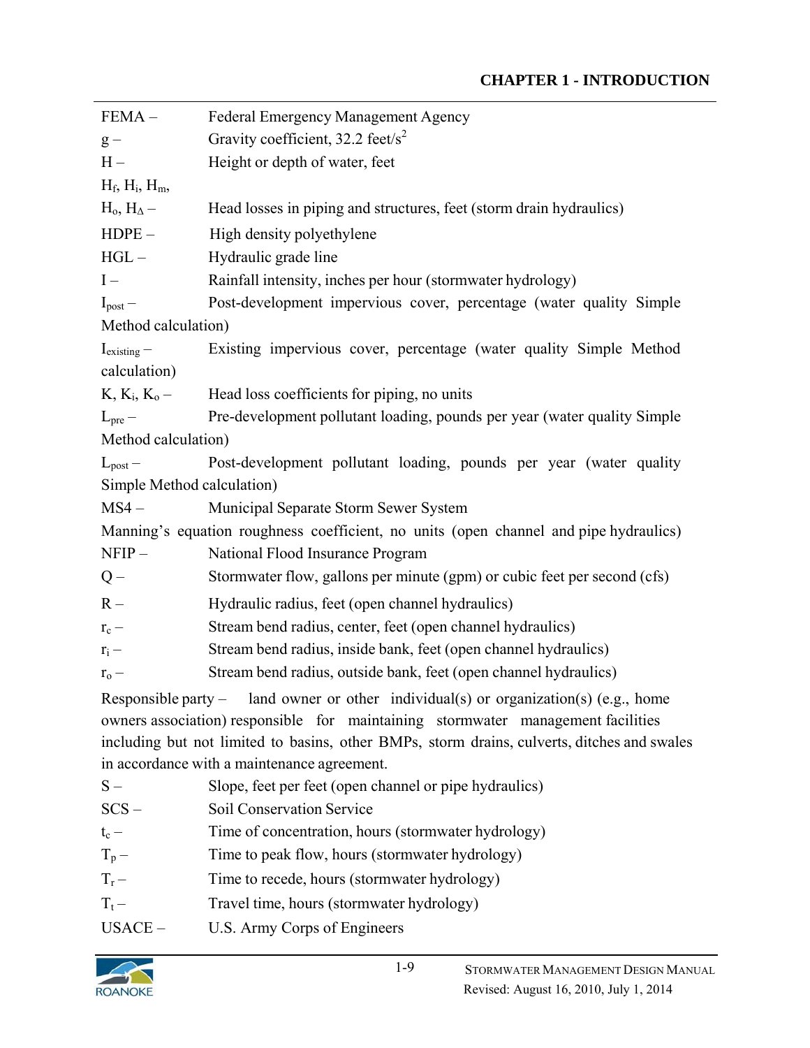FEMA – Federal Emergency Management Agency

g – Gravity coefficient, 32.2 feet/$s^2$

H – Height or depth of water, feet

$H_f$, $H_i$, $H_m$,
$H_o$, $H_\Delta$ – Head losses in piping and structures, feet (storm drain hydraulics)

HDPE – High density polyethylene

HGL – Hydraulic grade line

I – Rainfall intensity, inches per hour (stormwater hydrology)

$I_{post}$ – Post-development impervious cover, percentage (water quality Simple Method calculation)

$I_{existing}$ – Existing impervious cover, percentage (water quality Simple Method calculation)

K, $K_i$, $K_o$ – Head loss coefficients for piping, no units

$L_{pre}$ – Pre-development pollutant loading, pounds per year (water quality Simple Method calculation)

$L_{post}$ – Post-development pollutant loading, pounds per year (water quality Simple Method calculation)

MS4 – Municipal Separate Storm Sewer System

Manning's equation roughness coefficient, no units (open channel and pipe hydraulics)

NFIP – National Flood Insurance Program

Q – Stormwater flow, gallons per minute (gpm) or cubic feet per second (cfs)

R – Hydraulic radius, feet (open channel hydraulics)

$r_c$ – Stream bend radius, center, feet (open channel hydraulics)

$r_i$ – Stream bend radius, inside bank, feet (open channel hydraulics)

$r_o$ – Stream bend radius, outside bank, feet (open channel hydraulics)

Responsible party – land owner or other individual(s) or organization(s) (e.g., home owners association) responsible for maintaining stormwater management facilities including but not limited to basins, other BMPs, storm drains, culverts, ditches and swales in accordance with a maintenance agreement.

S – Slope, feet per feet (open channel or pipe hydraulics)

SCS – Soil Conservation Service

$t_c$ – Time of concentration, hours (stormwater hydrology)

$T_p$ – Time to peak flow, hours (stormwater hydrology)

$T_r$ – Time to recede, hours (stormwater hydrology)

$T_t$ – Travel time, hours (stormwater hydrology)

USACE – U.S. Army Corps of Engineers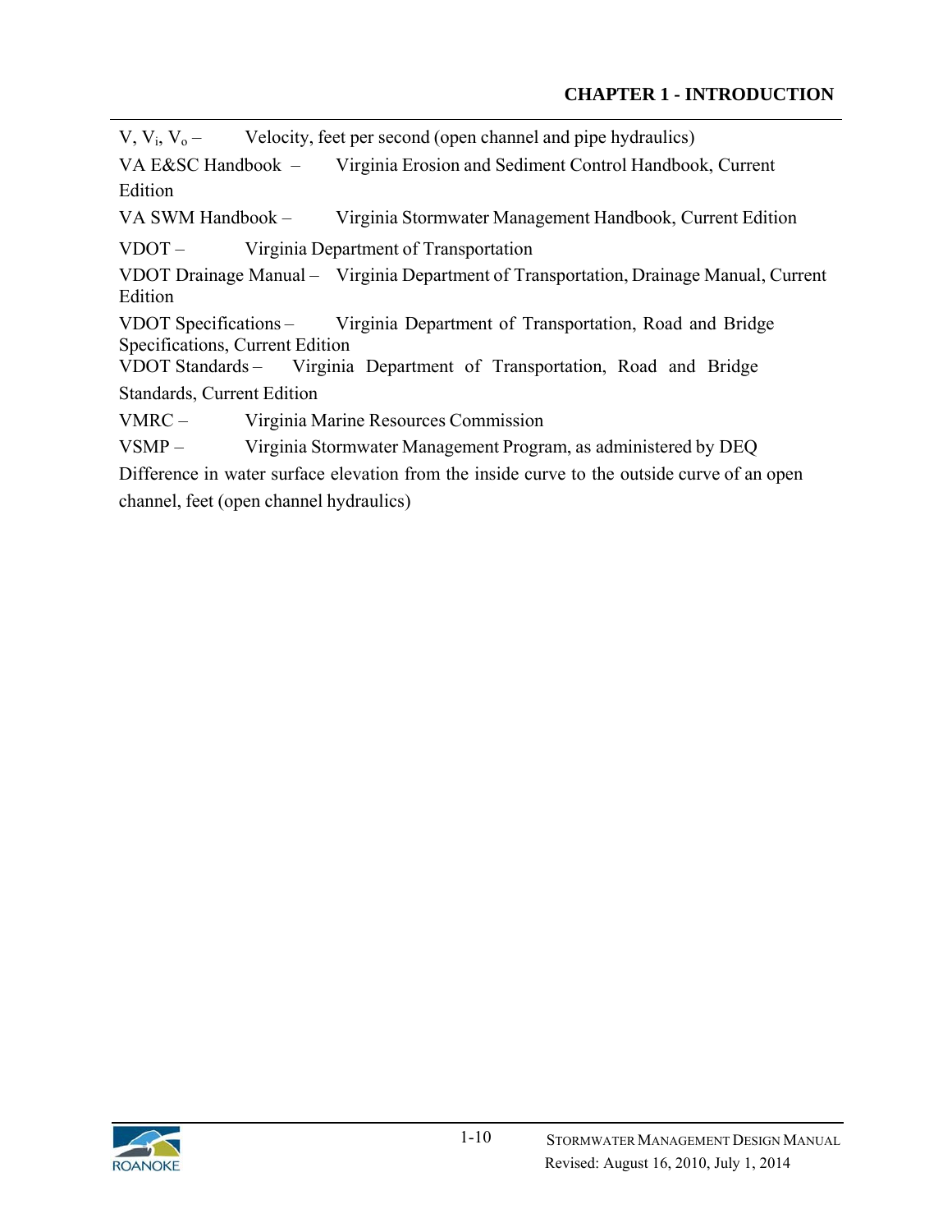$V$, $V_i$, $V_o$ – Velocity, feet per second (open channel and pipe hydraulics)

VA E&SC Handbook – Virginia Erosion and Sediment Control Handbook, Current Edition

VA SWM Handbook – Virginia Stormwater Management Handbook, Current Edition

VDOT – Virginia Department of Transportation

VDOT Drainage Manual – Virginia Department of Transportation, Drainage Manual, Current Edition

VDOT Specifications – Virginia Department of Transportation, Road and Bridge Specifications, Current Edition

VDOT Standards – Virginia Department of Transportation, Road and Bridge Standards, Current Edition

VMRC – Virginia Marine Resources Commission

VSMP – Virginia Stormwater Management Program, as administered by DEQ

Difference in water surface elevation from the inside curve to the outside curve of an open channel, feet (open channel hydraulics)